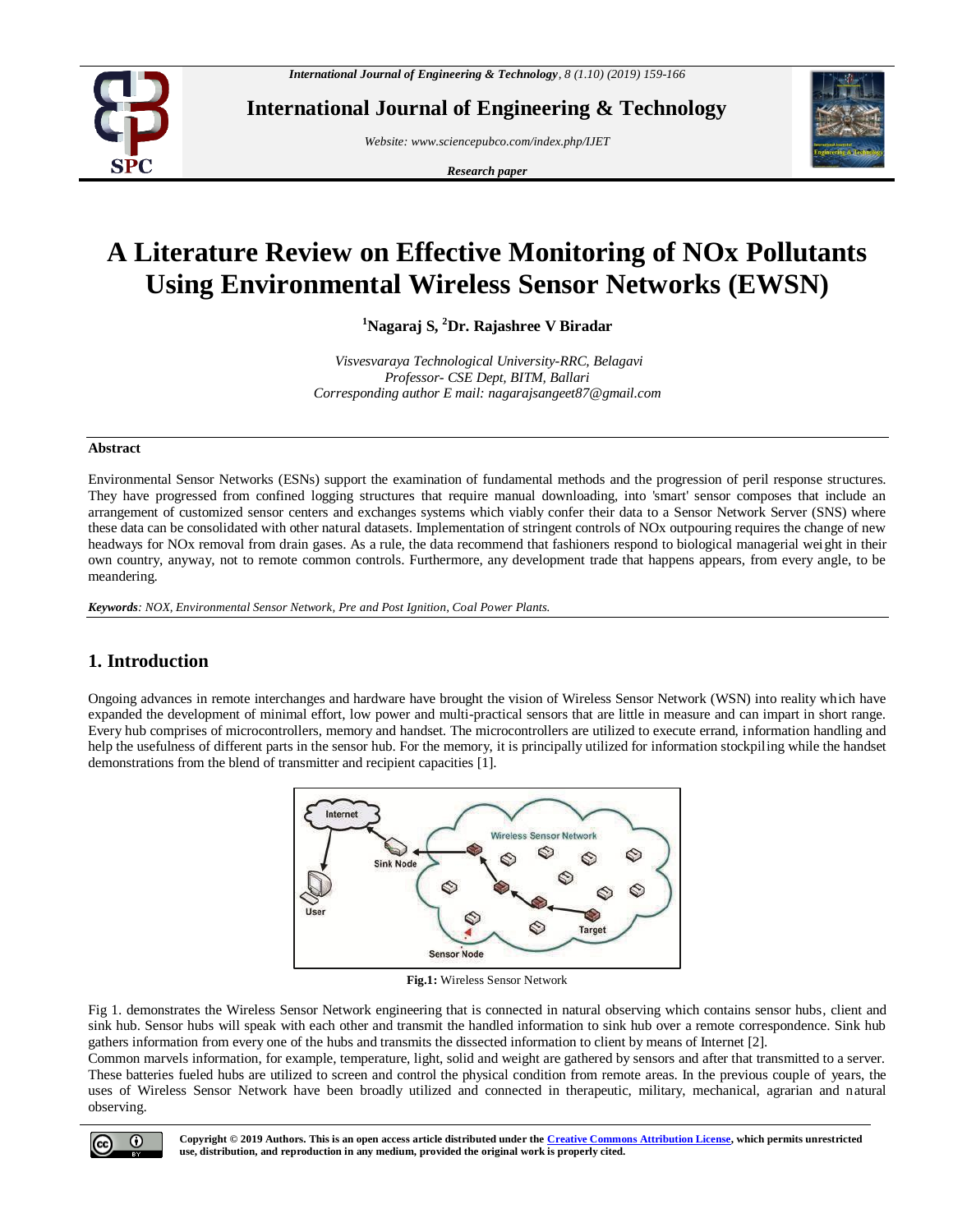# A Literature Review on Effective Monitoring of NOx Pollutants Using Environmental Wireless Sensor Networks (EWSN)

[1]Nagaraj S, [2]Dr. Rajashree V Biradar

*Visvesvaraya Technological University-RRC, Belagavi*
*Professor- CSE Dept, BITM, Ballari*
*Corresponding author E mail: nagarajsangeet87@gmail.com*

## Abstract

Environmental Sensor Networks (ESNs) support the examination of fundamental methods and the progression of peril response structures. They have progressed from confined logging structures that require manual downloading, into 'smart' sensor composes that include an arrangement of customized sensor centers and exchanges systems which viably confer their data to a Sensor Network Server (SNS) where these data can be consolidated with other natural datasets. Implementation of stringent controls of NOx outpouring requires the change of new headways for NOx removal from drain gases. As a rule, the data recommend that fashioners respond to biological managerial weight in their own country, anyway, not to remote common controls. Furthermore, any development trade that happens appears, from every angle, to be meandering.

***Keywords**: NOX, Environmental Sensor Network, Pre and Post Ignition, Coal Power Plants.*

## 1. Introduction

Ongoing advances in remote interchanges and hardware have brought the vision of Wireless Sensor Network (WSN) into reality which have expanded the development of minimal effort, low power and multi-practical sensors that are little in measure and can impact in short range. Every hub comprises of microcontrollers, memory and handset. The microcontrollers are utilized to execute errand, information handling and help the usefulness of different parts in the sensor hub. For the memory, it is principally utilized for information stockpiling while the handset demonstrations from the blend of transmitter and recipient capacities [1].

**Fig.1:** Wireless Sensor Network

Fig 1. demonstrates the Wireless Sensor Network engineering that is connected in natural observing which contains sensor hubs, client and sink hub. Sensor hubs will speak with each other and transmit the handled information to sink hub over a remote correspondence. Sink hub gathers information from every one of the hubs and transmits the dissected information to client by means of Internet [2].
Common marvels information, for example, temperature, light, solid and weight are gathered by sensors and after that transmitted to a server. These batteries fueled hubs are utilized to screen and control the physical condition from remote areas. In the previous couple of years, the uses of Wireless Sensor Network have been broadly utilized and connected in therapeutic, military, mechanical, agrarian and natural observing.

**Copyright © 2019 Authors. This is an open access article distributed under the Creative Commons Attribution License, which permits unrestricted use, distribution, and reproduction in any medium, provided the original work is properly cited.**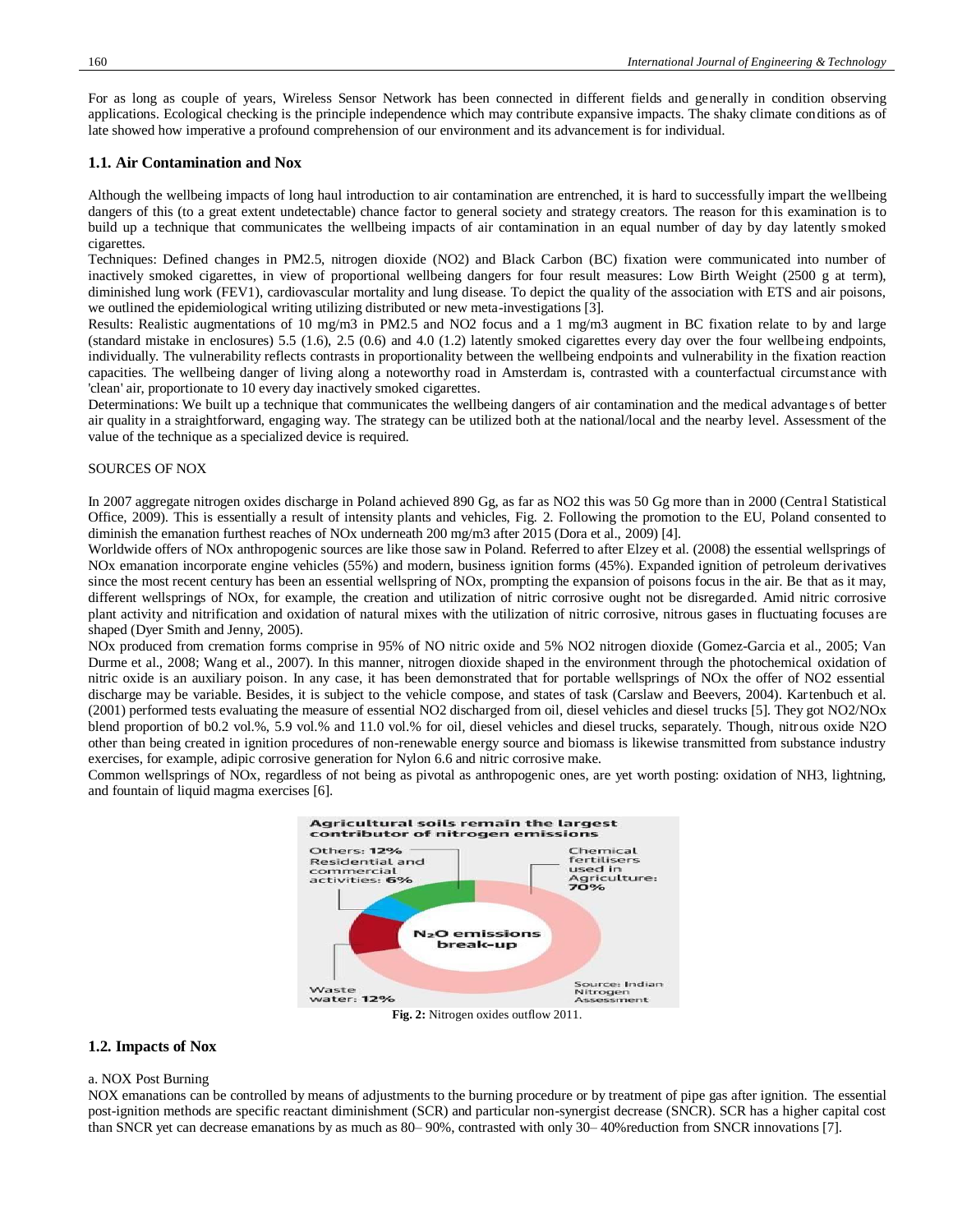For as long as couple of years, Wireless Sensor Network has been connected in different fields and generally in condition observing applications. Ecological checking is the principle independence which may contribute expansive impacts. The shaky climate conditions as of late showed how imperative a profound comprehension of our environment and its advancement is for individual.

### 1.1. Air Contamination and Nox

Although the wellbeing impacts of long haul introduction to air contamination are entrenched, it is hard to successfully impart the wellbeing dangers of this (to a great extent undetectable) chance factor to general society and strategy creators. The reason for this examination is to build up a technique that communicates the wellbeing impacts of air contamination in an equal number of day by day latently smoked cigarettes.

Techniques: Defined changes in PM2.5, nitrogen dioxide (NO2) and Black Carbon (BC) fixation were communicated into number of inactively smoked cigarettes, in view of proportional wellbeing dangers for four result measures: Low Birth Weight (2500 g at term), diminished lung work (FEV1), cardiovascular mortality and lung disease. To depict the quality of the association with ETS and air poisons, we outlined the epidemiological writing utilizing distributed or new meta-investigations [3].

Results: Realistic augmentations of 10 mg/m3 in PM2.5 and NO2 focus and a 1 mg/m3 augment in BC fixation relate to by and large (standard mistake in enclosures) 5.5 (1.6), 2.5 (0.6) and 4.0 (1.2) latently smoked cigarettes every day over the four wellbeing endpoints, individually. The vulnerability reflects contrasts in proportionality between the wellbeing endpoints and vulnerability in the fixation reaction capacities. The wellbeing danger of living along a noteworthy road in Amsterdam is, contrasted with a counterfactual circumstance with 'clean' air, proportionate to 10 every day inactively smoked cigarettes.

Determinations: We built up a technique that communicates the wellbeing dangers of air contamination and the medical advantages of better air quality in a straightforward, engaging way. The strategy can be utilized both at the national/local and the nearby level. Assessment of the value of the technique as a specialized device is required.

SOURCES OF NOX

In 2007 aggregate nitrogen oxides discharge in Poland achieved 890 Gg, as far as NO2 this was 50 Gg more than in 2000 (Central Statistical Office, 2009). This is essentially a result of intensity plants and vehicles, Fig. 2. Following the promotion to the EU, Poland consented to diminish the emanation furthest reaches of NOx underneath 200 mg/m3 after 2015 (Dora et al., 2009) [4].

Worldwide offers of NOx anthropogenic sources are like those saw in Poland. Referred to after Elzey et al. (2008) the essential wellsprings of NOx emanation incorporate engine vehicles (55%) and modern, business ignition forms (45%). Expanded ignition of petroleum derivatives since the most recent century has been an essential wellspring of NOx, prompting the expansion of poisons focus in the air. Be that as it may, different wellsprings of NOx, for example, the creation and utilization of nitric corrosive ought not be disregarded. Amid nitric corrosive plant activity and nitrification and oxidation of natural mixes with the utilization of nitric corrosive, nitrous gases in fluctuating focuses are shaped (Dyer Smith and Jenny, 2005).

NOx produced from cremation forms comprise in 95% of NO nitric oxide and 5% NO2 nitrogen dioxide (Gomez-Garcia et al., 2005; Van Durme et al., 2008; Wang et al., 2007). In this manner, nitrogen dioxide shaped in the environment through the photochemical oxidation of nitric oxide is an auxiliary poison. In any case, it has been demonstrated that for portable wellsprings of NOx the offer of NO2 essential discharge may be variable. Besides, it is subject to the vehicle compose, and states of task (Carslaw and Beevers, 2004). Kartenbuch et al. (2001) performed tests evaluating the measure of essential NO2 discharged from oil, diesel vehicles and diesel trucks [5]. They got NO2/NOx blend proportion of b0.2 vol.%, 5.9 vol.% and 11.0 vol.% for oil, diesel vehicles and diesel trucks, separately. Though, nitrous oxide N2O other than being created in ignition procedures of non-renewable energy source and biomass is likewise transmitted from substance industry exercises, for example, adipic corrosive generation for Nylon 6.6 and nitric corrosive make.

Common wellsprings of NOx, regardless of not being as pivotal as anthropogenic ones, are yet worth posting: oxidation of NH3, lightning, and fountain of liquid magma exercises [6].

**Fig. 2:** Nitrogen oxides outflow 2011.

### 1.2. Impacts of Nox

a. NOX Post Burning

NOX emanations can be controlled by means of adjustments to the burning procedure or by treatment of pipe gas after ignition. The essential post-ignition methods are specific reactant diminishment (SCR) and particular non-synergist decrease (SNCR). SCR has a higher capital cost than SNCR yet can decrease emanations by as much as 80– 90%, contrasted with only 30– 40%reduction from SNCR innovations [7].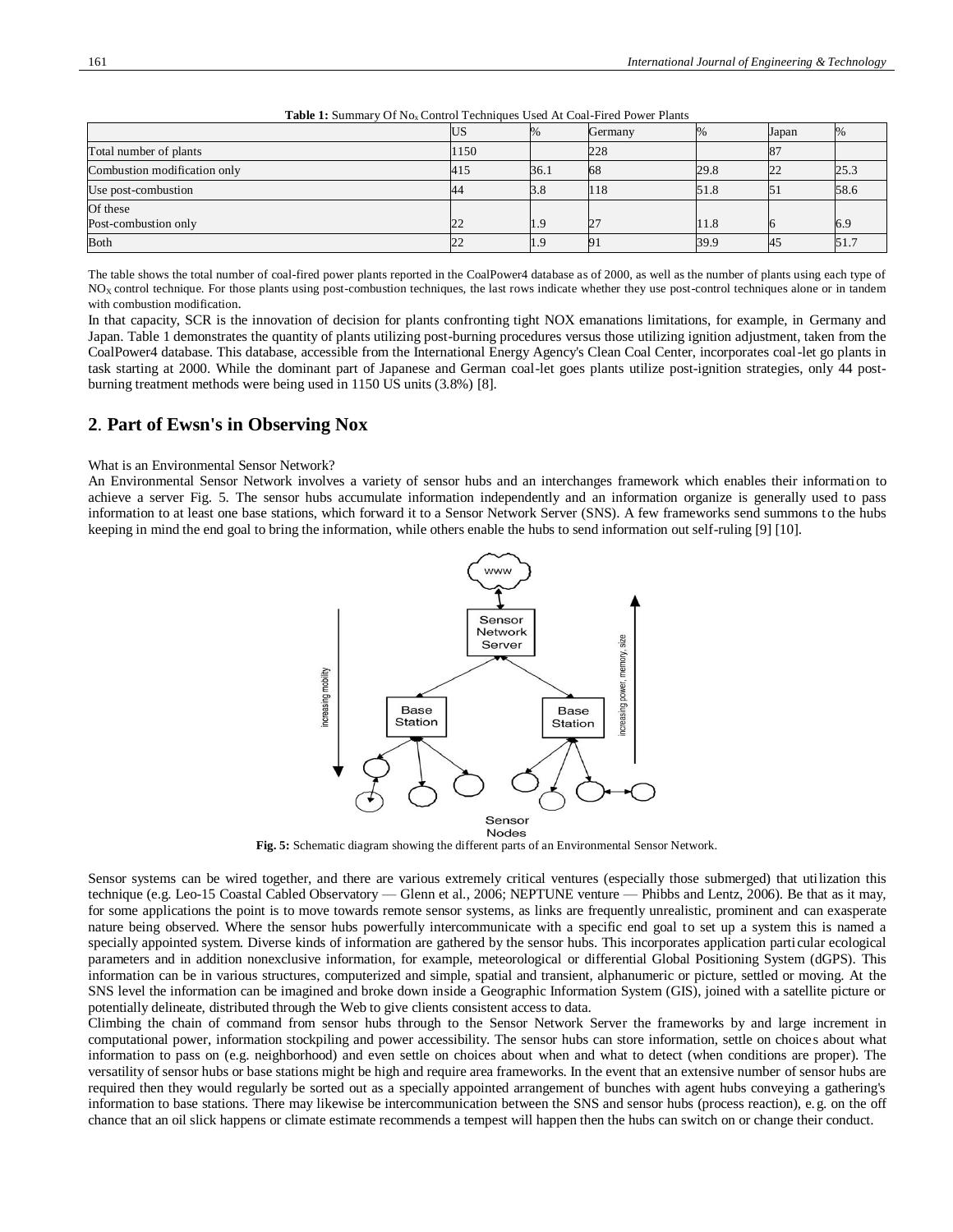**Table 1:** Summary Of $No_x$ Control Techniques Used At Coal-Fired Power Plants

| | US | % | Germany | % | Japan | % |
|---|---|---|---|---|---|---|
| Total number of plants | 1150 | | 228 | | 87 | |
| Combustion modification only | 415 | 36.1 | 68 | 29.8 | 22 | 25.3 |
| Use post-combustion | 44 | 3.8 | 118 | 51.8 | 51 | 58.6 |
| Of these<br>Post-combustion only | 22 | 1.9 | 27 | 11.8 | 6 | 6.9 |
| Both | 22 | 1.9 | 91 | 39.9 | 45 | 51.7 |

The table shows the total number of coal-fired power plants reported in the CoalPower4 database as of 2000, as well as the number of plants using each type of $NO_X$ control technique. For those plants using post-combustion techniques, the last rows indicate whether they use post-control techniques alone or in tandem with combustion modification.

In that capacity, SCR is the innovation of decision for plants confronting tight NOX emanations limitations, for example, in Germany and Japan. Table 1 demonstrates the quantity of plants utilizing post-burning procedures versus those utilizing ignition adjustment, taken from the CoalPower4 database. This database, accessible from the International Energy Agency's Clean Coal Center, incorporates coal-let go plants in task starting at 2000. While the dominant part of Japanese and German coal-let goes plants utilize post-ignition strategies, only 44 post-burning treatment methods were being used in 1150 US units (3.8%) [8].

## 2. Part of Ewsn's in Observing Nox

What is an Environmental Sensor Network?

An Environmental Sensor Network involves a variety of sensor hubs and an interchanges framework which enables their information to achieve a server Fig. 5. The sensor hubs accumulate information independently and an information organize is generally used to pass information to at least one base stations, which forward it to a Sensor Network Server (SNS). A few frameworks send summons to the hubs keeping in mind the end goal to bring the information, while others enable the hubs to send information out self-ruling [9] [10].

**Fig. 5:** Schematic diagram showing the different parts of an Environmental Sensor Network.

Sensor systems can be wired together, and there are various extremely critical ventures (especially those submerged) that utilization this technique (e.g. Leo-15 Coastal Cabled Observatory — Glenn et al., 2006; NEPTUNE venture — Phibbs and Lentz, 2006). Be that as it may, for some applications the point is to move towards remote sensor systems, as links are frequently unrealistic, prominent and can exasperate nature being observed. Where the sensor hubs powerfully intercommunicate with a specific end goal to set up a system this is named a specially appointed system. Diverse kinds of information are gathered by the sensor hubs. This incorporates application particular ecological parameters and in addition nonexclusive information, for example, meteorological or differential Global Positioning System (dGPS). This information can be in various structures, computerized and simple, spatial and transient, alphanumeric or picture, settled or moving. At the SNS level the information can be imagined and broke down inside a Geographic Information System (GIS), joined with a satellite picture or potentially delineate, distributed through the Web to give clients consistent access to data.

Climbing the chain of command from sensor hubs through to the Sensor Network Server the frameworks by and large increment in computational power, information stockpiling and power accessibility. The sensor hubs can store information, settle on choices about what information to pass on (e.g. neighborhood) and even settle on choices about when and what to detect (when conditions are proper). The versatility of sensor hubs or base stations might be high and require area frameworks. In the event that an extensive number of sensor hubs are required then they would regularly be sorted out as a specially appointed arrangement of bunches with agent hubs conveying a gathering's information to base stations. There may likewise be intercommunication between the SNS and sensor hubs (process reaction), e.g. on the off chance that an oil slick happens or climate estimate recommends a tempest will happen then the hubs can switch on or change their conduct.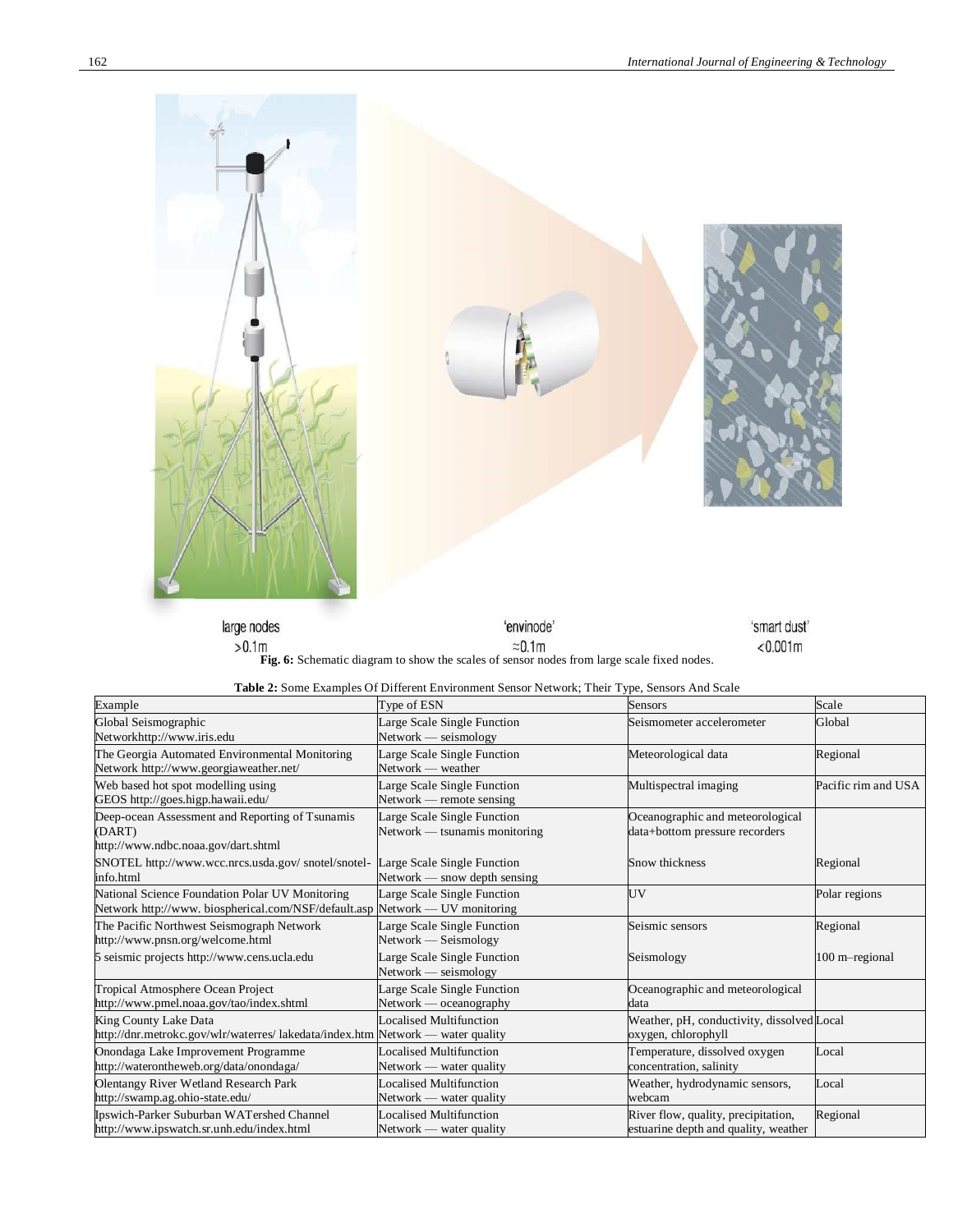large nodes >0.1m

'envinode' ≈0.1m

'smart dust' <0.001m

**Fig. 6:** Schematic diagram to show the scales of sensor nodes from large scale fixed nodes.

**Table 2:** Some Examples Of Different Environment Sensor Network; Their Type, Sensors And Scale

| Example | Type of ESN | Sensors | Scale |
|---|---|---|---|
| Global Seismographic Networkhttp://www.iris.edu | Large Scale Single Function Network — seismology | Seismometer accelerometer | Global |
| The Georgia Automated Environmental Monitoring Network http://www.georgiaweather.net/ | Large Scale Single Function Network — weather | Meteorological data | Regional |
| Web based hot spot modelling using GEOS http://goes.higp.hawaii.edu/ | Large Scale Single Function Network — remote sensing | Multispectral imaging | Pacific rim and USA |
| Deep-ocean Assessment and Reporting of Tsunamis (DART) http://www.ndbc.noaa.gov/dart.shtml | Large Scale Single Function Network — tsunamis monitoring | Oceanographic and meteorological data+bottom pressure recorders | |
| SNOTEL http://www.wcc.nrcs.usda.gov/ snotel/snotel-info.html | Large Scale Single Function Network — snow depth sensing | Snow thickness | Regional |
| National Science Foundation Polar UV Monitoring Network http://www. biospherical.com/NSF/default.asp | Large Scale Single Function Network — UV monitoring | UV | Polar regions |
| The Pacific Northwest Seismograph Network http://www.pnsn.org/welcome.html | Large Scale Single Function Network — Seismology | Seismic sensors | Regional |
| 5 seismic projects http://www.cens.ucla.edu | Large Scale Single Function Network — seismology | Seismology | 100 m–regional |
| Tropical Atmosphere Ocean Project http://www.pmel.noaa.gov/tao/index.shtml | Large Scale Single Function Network — oceanography | Oceanographic and meteorological data | |
| King County Lake Data http://dnr.metrokc.gov/wlr/waterres/ lakedata/index.htm | Localised Multifunction Network — water quality | Weather, pH, conductivity, dissolved oxygen, chlorophyll | Local |
| Onondaga Lake Improvement Programme http://waterontheweb.org/data/onondaga/ | Localised Multifunction Network — water quality | Temperature, dissolved oxygen concentration, salinity | Local |
| Olentangy River Wetland Research Park http://swamp.ag.ohio-state.edu/ | Localised Multifunction Network — water quality | Weather, hydrodynamic sensors, webcam | Local |
| Ipswich-Parker Suburban WATershed Channel http://www.ipswatch.sr.unh.edu/index.html | Localised Multifunction Network — water quality | River flow, quality, precipitation, estuarine depth and quality, weather | Regional |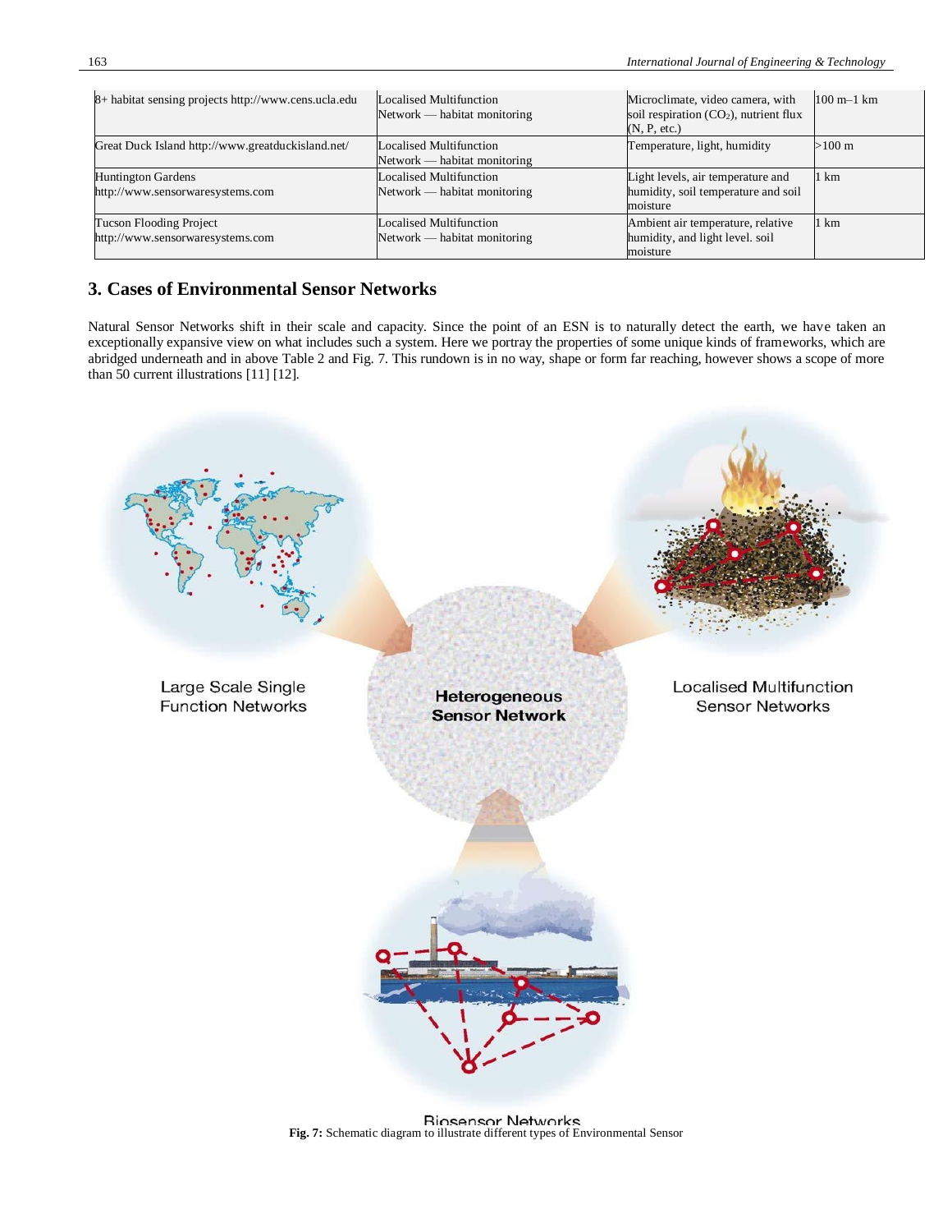| 8+ habitat sensing projects http://www.cens.ucla.edu | Localised Multifunction Network — habitat monitoring | Microclimate, video camera, with soil respiration ($CO_2$), nutrient flux (N, P, etc.) | 100 m–1 km |
|---|---|---|---|
| Great Duck Island http://www.greatduckisland.net/ | Localised Multifunction Network — habitat monitoring | Temperature, light, humidity | >100 m |
| Huntington Gardens http://www.sensorwaresystems.com | Localised Multifunction Network — habitat monitoring | Light levels, air temperature and humidity, soil temperature and soil moisture | 1 km |
| Tucson Flooding Project http://www.sensorwaresystems.com | Localised Multifunction Network — habitat monitoring | Ambient air temperature, relative humidity, and light level. soil moisture | 1 km |

## 3. Cases of Environmental Sensor Networks

Natural Sensor Networks shift in their scale and capacity. Since the point of an ESN is to naturally detect the earth, we have taken an exceptionally expansive view on what includes such a system. Here we portray the properties of some unique kinds of frameworks, which are abridged underneath and in above Table 2 and Fig. 7. This rundown is in no way, shape or form far reaching, however shows a scope of more than 50 current illustrations [11] [12].

**Fig. 7:** Schematic diagram to illustrate different types of Environmental Sensor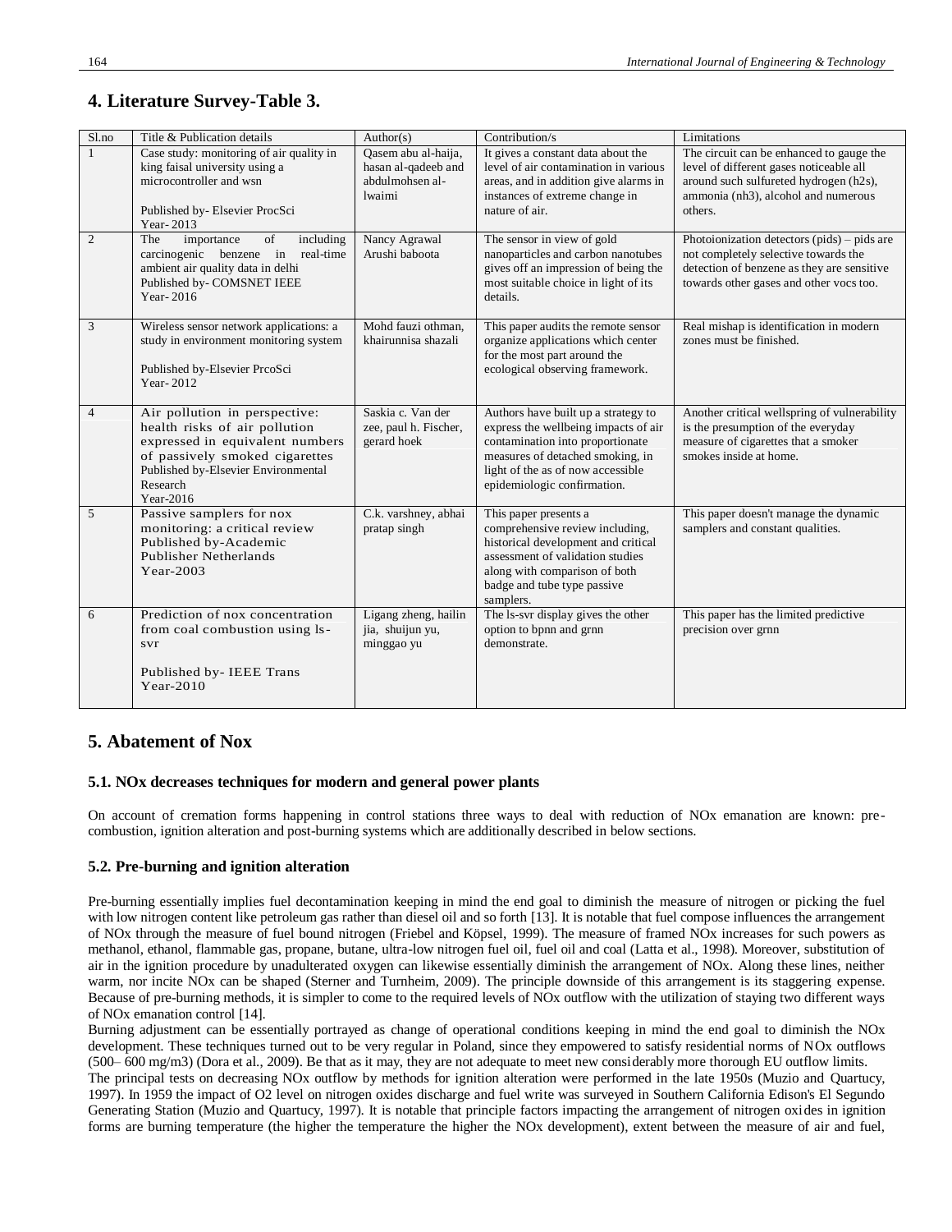## 4. Literature Survey-Table 3.

| Sl.no | Title & Publication details | Author(s) | Contribution/s | Limitations |
|---|---|---|---|---|
| 1 | Case study: monitoring of air quality in king faisal university using a microcontroller and wsn<br><br>Published by- Elsevier ProcSci<br>Year- 2013 | Qasem abu al-haija, hasan al-qadeeb and abdulmohsen al-lwaimi | It gives a constant data about the level of air contamination in various areas, and in addition give alarms in instances of extreme change in nature of air. | The circuit can be enhanced to gauge the level of different gases noticeable all around such sulfureted hydrogen (h2s), ammonia (nh3), alcohol and numerous others. |
| 2 | The importance of including carcinogenic benzene in real-time ambient air quality data in delhi<br>Published by- COMSNET IEEE<br>Year- 2016 | Nancy Agrawal<br>Arushi baboota | The sensor in view of gold nanoparticles and carbon nanotubes gives off an impression of being the most suitable choice in light of its details. | Photoionization detectors (pids) – pids are not completely selective towards the detection of benzene as they are sensitive towards other gases and other vocs too. |
| 3 | Wireless sensor network applications: a study in environment monitoring system<br><br>Published by-Elsevier PrcoSci<br>Year- 2012 | Mohd fauzi othman, khairunnisa shazali | This paper audits the remote sensor organize applications which center for the most part around the ecological observing framework. | Real mishap is identification in modern zones must be finished. |
| 4 | Air pollution in perspective: health risks of air pollution expressed in equivalent numbers of passively smoked cigarettes<br>Published by-Elsevier Environmental Research<br>Year-2016 | Saskia c. Van der zee, paul h. Fischer, gerard hoek | Authors have built up a strategy to express the wellbeing impacts of air contamination into proportionate measures of detached smoking, in light of the as of now accessible epidemiologic confirmation. | Another critical wellspring of vulnerability is the presumption of the everyday measure of cigarettes that a smoker smokes inside at home. |
| 5 | Passive samplers for nox monitoring: a critical review<br>Published by-Academic Publisher Netherlands<br>Year-2003 | C.k. varshney, abhai pratap singh | This paper presents a comprehensive review including, historical development and critical assessment of validation studies along with comparison of both badge and tube type passive samplers. | This paper doesn't manage the dynamic samplers and constant qualities. |
| 6 | Prediction of nox concentration from coal combustion using ls-svr<br><br>Published by- IEEE Trans<br>Year-2010 | Ligang zheng, hailin jia, shuijun yu, minggao yu | The ls-svr display gives the other option to bpnn and grnn demonstrate. | This paper has the limited predictive precision over grnn |

## 5. Abatement of Nox

### 5.1. NOx decreases techniques for modern and general power plants

On account of cremation forms happening in control stations three ways to deal with reduction of NOx emanation are known: pre-combustion, ignition alteration and post-burning systems which are additionally described in below sections.

### 5.2. Pre-burning and ignition alteration

Pre-burning essentially implies fuel decontamination keeping in mind the end goal to diminish the measure of nitrogen or picking the fuel with low nitrogen content like petroleum gas rather than diesel oil and so forth [13]. It is notable that fuel compose influences the arrangement of NOx through the measure of fuel bound nitrogen (Friebel and Köpsel, 1999). The measure of framed NOx increases for such powers as methanol, ethanol, flammable gas, propane, butane, ultra-low nitrogen fuel oil, fuel oil and coal (Latta et al., 1998). Moreover, substitution of air in the ignition procedure by unadulterated oxygen can likewise essentially diminish the arrangement of NOx. Along these lines, neither warm, nor incite NOx can be shaped (Sterner and Turnheim, 2009). The principle downside of this arrangement is its staggering expense. Because of pre-burning methods, it is simpler to come to the required levels of NOx outflow with the utilization of staying two different ways of NOx emanation control [14].

Burning adjustment can be essentially portrayed as change of operational conditions keeping in mind the end goal to diminish the NOx development. These techniques turned out to be very regular in Poland, since they empowered to satisfy residential norms of NOx outflows (500– 600 mg/m3) (Dora et al., 2009). Be that as it may, they are not adequate to meet new considerably more thorough EU outflow limits.

The principal tests on decreasing NOx outflow by methods for ignition alteration were performed in the late 1950s (Muzio and Quartucy, 1997). In 1959 the impact of O2 level on nitrogen oxides discharge and fuel write was surveyed in Southern California Edison's El Segundo Generating Station (Muzio and Quartucy, 1997). It is notable that principle factors impacting the arrangement of nitrogen oxides in ignition forms are burning temperature (the higher the temperature the higher the NOx development), extent between the measure of air and fuel,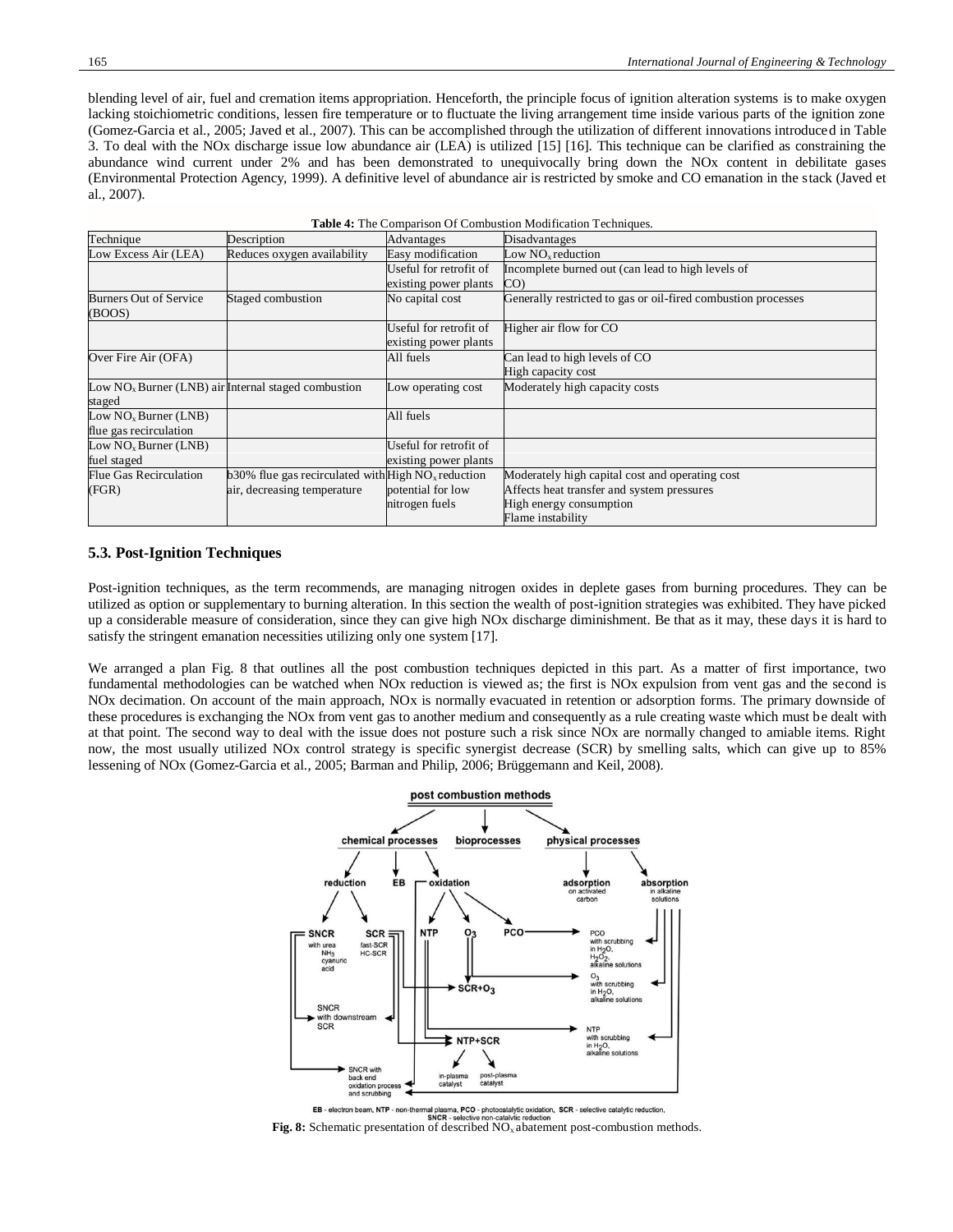blending level of air, fuel and cremation items appropriation. Henceforth, the principle focus of ignition alteration systems is to make oxygen lacking stoichiometric conditions, lessen fire temperature or to fluctuate the living arrangement time inside various parts of the ignition zone (Gomez-Garcia et al., 2005; Javed et al., 2007). This can be accomplished through the utilization of different innovations introduced in Table 3. To deal with the NOx discharge issue low abundance air (LEA) is utilized [15] [16]. This technique can be clarified as constraining the abundance wind current under 2% and has been demonstrated to unequivocally bring down the NOx content in debilitate gases (Environmental Protection Agency, 1999). A definitive level of abundance air is restricted by smoke and CO emanation in the stack (Javed et al., 2007).

**Table 4:** The Comparison Of Combustion Modification Techniques.

| Technique | Description | Advantages | Disadvantages |
|---|---|---|---|
| Low Excess Air (LEA) | Reduces oxygen availability | Easy modification | Low $NO_x$ reduction |
| | | Useful for retrofit of existing power plants | Incomplete burned out (can lead to high levels of CO) |
| Burners Out of Service (BOOS) | Staged combustion | No capital cost | Generally restricted to gas or oil-fired combustion processes |
| | | Useful for retrofit of existing power plants | Higher air flow for CO |
| Over Fire Air (OFA) | | All fuels | Can lead to high levels of CO<br>High capacity cost |
| Low $NO_x$ Burner (LNB) air staged | Internal staged combustion | Low operating cost | Moderately high capacity costs |
| Low $NO_x$ Burner (LNB) flue gas recirculation | | All fuels | |
| Low $NO_x$ Burner (LNB) fuel staged | | Useful for retrofit of existing power plants | |
| Flue Gas Recirculation (FGR) | b30% flue gas recirculated with air, decreasing temperature | High $NO_x$ reduction potential for low nitrogen fuels | Moderately high capital cost and operating cost<br>Affects heat transfer and system pressures<br>High energy consumption<br>Flame instability |

### 5.3. Post-Ignition Techniques

Post-ignition techniques, as the term recommends, are managing nitrogen oxides in deplete gases from burning procedures. They can be utilized as option or supplementary to burning alteration. In this section the wealth of post-ignition strategies was exhibited. They have picked up a considerable measure of consideration, since they can give high NOx discharge diminishment. Be that as it may, these days it is hard to satisfy the stringent emanation necessities utilizing only one system [17].

We arranged a plan Fig. 8 that outlines all the post combustion techniques depicted in this part. As a matter of first importance, two fundamental methodologies can be watched when NOx reduction is viewed as; the first is NOx expulsion from vent gas and the second is NOx decimation. On account of the main approach, NOx is normally evacuated in retention or adsorption forms. The primary downside of these procedures is exchanging the NOx from vent gas to another medium and consequently as a rule creating waste which must be dealt with at that point. The second way to deal with the issue does not posture such a risk since NOx are normally changed to amiable items. Right now, the most usually utilized NOx control strategy is specific synergist decrease (SCR) by smelling salts, which can give up to 85% lessening of NOx (Gomez-Garcia et al., 2005; Barman and Philip, 2006; Brüggemann and Keil, 2008).

EB - electron beam, NTP - non-thermal plasma, PCO - photocatalytic oxidation, SCR - selective catalytic reduction, SNCR - selective non-catalytic reduction

**Fig. 8:** Schematic presentation of described $NO_x$ abatement post-combustion methods.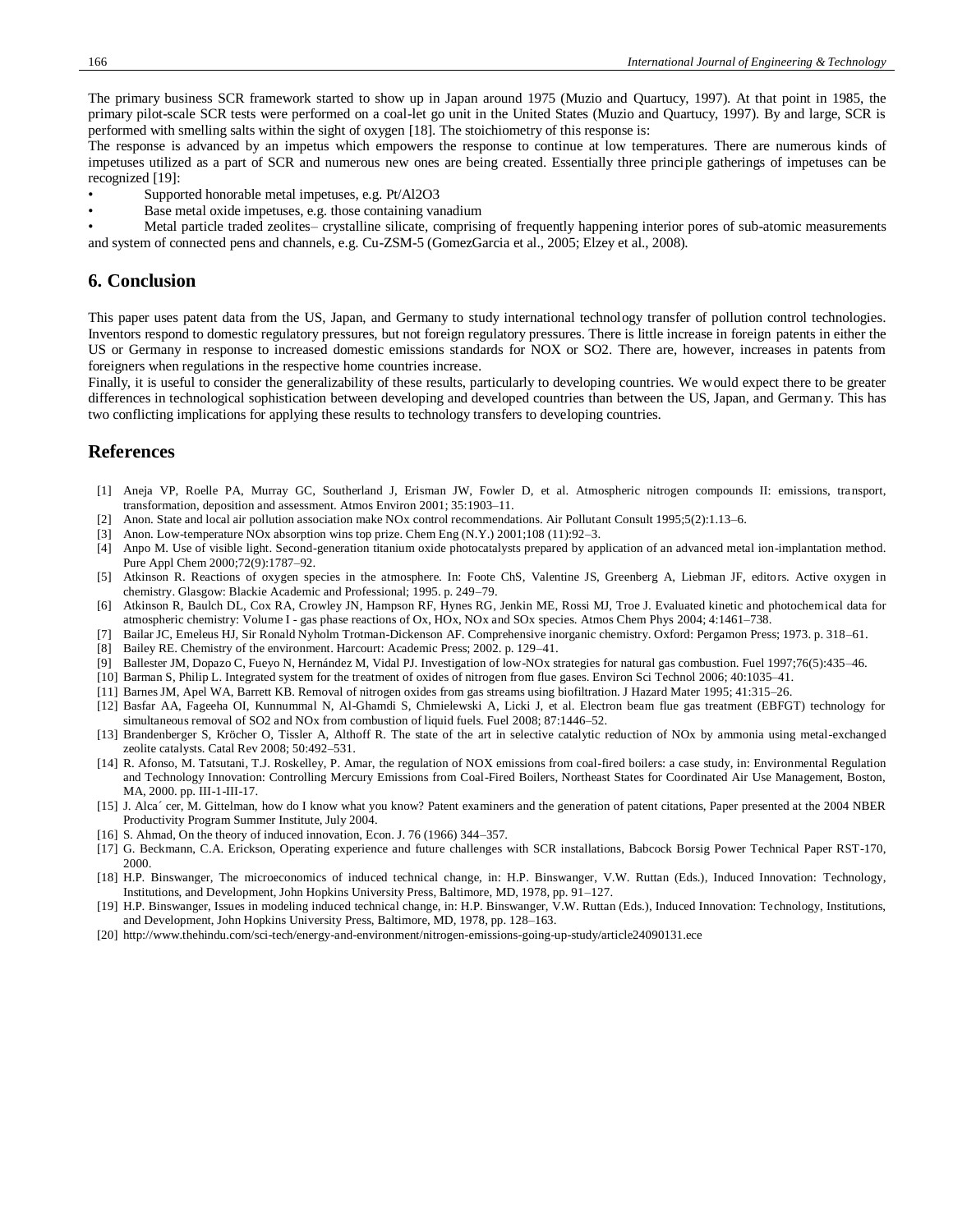The primary business SCR framework started to show up in Japan around 1975 (Muzio and Quartucy, 1997). At that point in 1985, the primary pilot-scale SCR tests were performed on a coal-let go unit in the United States (Muzio and Quartucy, 1997). By and large, SCR is performed with smelling salts within the sight of oxygen [18]. The stoichiometry of this response is:

The response is advanced by an impetus which empowers the response to continue at low temperatures. There are numerous kinds of impetuses utilized as a part of SCR and numerous new ones are being created. Essentially three principle gatherings of impetuses can be recognized [19]:

- Supported honorable metal impetuses, e.g. $Pt/Al_2O_3$
- Base metal oxide impetuses, e.g. those containing vanadium
- Metal particle traded zeolites– crystalline silicate, comprising of frequently happening interior pores of sub-atomic measurements and system of connected pens and channels, e.g. Cu-ZSM-5 (GomezGarcia et al., 2005; Elzey et al., 2008).

## 6. Conclusion

This paper uses patent data from the US, Japan, and Germany to study international technology transfer of pollution control technologies. Inventors respond to domestic regulatory pressures, but not foreign regulatory pressures. There is little increase in foreign patents in either the US or Germany in response to increased domestic emissions standards for NOX or SO2. There are, however, increases in patents from foreigners when regulations in the respective home countries increase.

Finally, it is useful to consider the generalizability of these results, particularly to developing countries. We would expect there to be greater differences in technological sophistication between developing and developed countries than between the US, Japan, and Germany. This has two conflicting implications for applying these results to technology transfers to developing countries.

## References

[1] Aneja VP, Roelle PA, Murray GC, Southerland J, Erisman JW, Fowler D, et al. Atmospheric nitrogen compounds II: emissions, transport, transformation, deposition and assessment. Atmos Environ 2001; 35:1903–11.

[2] Anon. State and local air pollution association make NOx control recommendations. Air Pollutant Consult 1995;5(2):1.13–6.

[3] Anon. Low-temperature NOx absorption wins top prize. Chem Eng (N.Y.) 2001;108 (11):92–3.

[4] Anpo M. Use of visible light. Second-generation titanium oxide photocatalysts prepared by application of an advanced metal ion-implantation method. Pure Appl Chem 2000;72(9):1787–92.

[5] Atkinson R. Reactions of oxygen species in the atmosphere. In: Foote ChS, Valentine JS, Greenberg A, Liebman JF, editors. Active oxygen in chemistry. Glasgow: Blackie Academic and Professional; 1995. p. 249–79.

[6] Atkinson R, Baulch DL, Cox RA, Crowley JN, Hampson RF, Hynes RG, Jenkin ME, Rossi MJ, Troe J. Evaluated kinetic and photochemical data for atmospheric chemistry: Volume I - gas phase reactions of Ox, HOx, NOx and SOx species. Atmos Chem Phys 2004; 4:1461–738.

[7] Bailar JC, Emeleus HJ, Sir Ronald Nyholm Trotman-Dickenson AF. Comprehensive inorganic chemistry. Oxford: Pergamon Press; 1973. p. 318–61.

[8] Bailey RE. Chemistry of the environment. Harcourt: Academic Press; 2002. p. 129–41.

[9] Ballester JM, Dopazo C, Fueyo N, Hernández M, Vidal PJ. Investigation of low-NOx strategies for natural gas combustion. Fuel 1997;76(5):435–46.

[10] Barman S, Philip L. Integrated system for the treatment of oxides of nitrogen from flue gases. Environ Sci Technol 2006; 40:1035–41.

[11] Barnes JM, Apel WA, Barrett KB. Removal of nitrogen oxides from gas streams using biofiltration. J Hazard Mater 1995; 41:315–26.

[12] Basfar AA, Fageeha OI, Kunnummal N, Al-Ghamdi S, Chmielewski A, Licki J, et al. Electron beam flue gas treatment (EBFGT) technology for simultaneous removal of SO2 and NOx from combustion of liquid fuels. Fuel 2008; 87:1446–52.

[13] Brandenberger S, Kröcher O, Tissler A, Althoff R. The state of the art in selective catalytic reduction of NOx by ammonia using metal-exchanged zeolite catalysts. Catal Rev 2008; 50:492–531.

[14] R. Afonso, M. Tatsutani, T.J. Roskelley, P. Amar, the regulation of NOX emissions from coal-fired boilers: a case study, in: Environmental Regulation and Technology Innovation: Controlling Mercury Emissions from Coal-Fired Boilers, Northeast States for Coordinated Air Use Management, Boston, MA, 2000. pp. III-1-III-17.

[15] J. Alca´ cer, M. Gittelman, how do I know what you know? Patent examiners and the generation of patent citations, Paper presented at the 2004 NBER Productivity Program Summer Institute, July 2004.

[16] S. Ahmad, On the theory of induced innovation, Econ. J. 76 (1966) 344–357.

[17] G. Beckmann, C.A. Erickson, Operating experience and future challenges with SCR installations, Babcock Borsig Power Technical Paper RST-170, 2000.

[18] H.P. Binswanger, The microeconomics of induced technical change, in: H.P. Binswanger, V.W. Ruttan (Eds.), Induced Innovation: Technology, Institutions, and Development, John Hopkins University Press, Baltimore, MD, 1978, pp. 91–127.

[19] H.P. Binswanger, Issues in modeling induced technical change, in: H.P. Binswanger, V.W. Ruttan (Eds.), Induced Innovation: Technology, Institutions, and Development, John Hopkins University Press, Baltimore, MD, 1978, pp. 128–163.

[20] http://www.thehindu.com/sci-tech/energy-and-environment/nitrogen-emissions-going-up-study/article24090131.ece